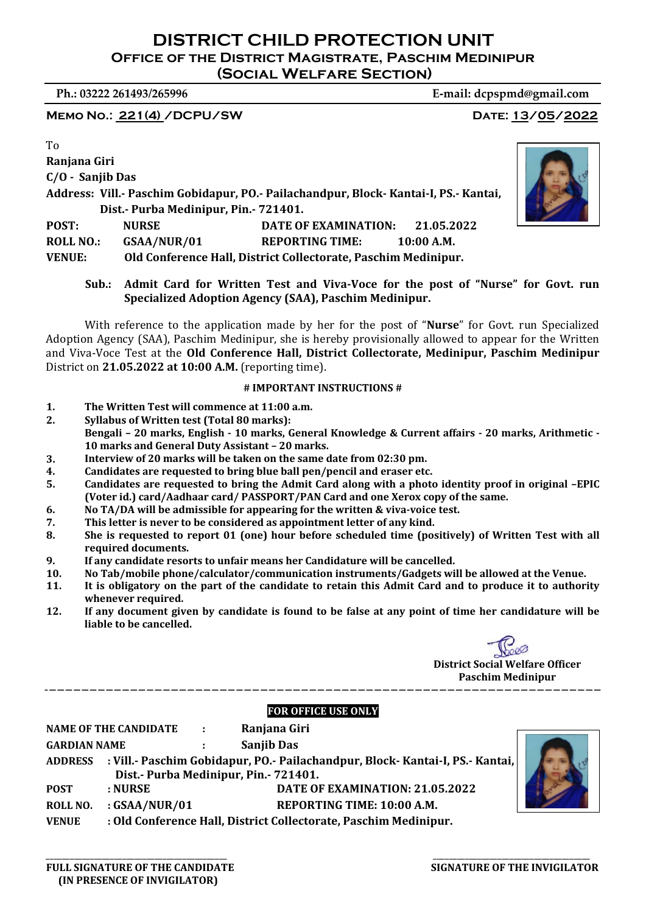# DISTRICT CHILD PROTECTION UNIT

## Office of the District Magistrate, Paschim Medinipur

## (Social Welfare Section)

**Ph.: 03222 261493/265996** **E-mail: dcpspmd@gmail.com**

**Memo No.: 221(4) /DCPU/SW** **Date: 13/05/2022**

To

**Ranjana Giri**

**C/O - Sanjib Das**

**Address: Vill.- Paschim Gobidapur, PO.- Pailachandpur, Block- Kantai-I, PS.- Kantai, Dist.- Purba Medinipur, Pin.- 721401.**

**POST:** **NURSE** **DATE OF EXAMINATION:** **21.05.2022**

**ROLL NO.:** **GSAA/NUR/01** **REPORTING TIME:** **10:00 A.M.**

**VENUE:** **Old Conference Hall, District Collectorate, Paschim Medinipur.**

**Sub.: Admit Card for Written Test and Viva-Voce for the post of "Nurse" for Govt. run Specialized Adoption Agency (SAA), Paschim Medinipur.**

With reference to the application made by her for the post of "**Nurse**" for Govt. run Specialized Adoption Agency (SAA), Paschim Medinipur, she is hereby provisionally allowed to appear for the Written and Viva-Voce Test at the **Old Conference Hall, District Collectorate, Medinipur, Paschim Medinipur** District on **21.05.2022 at 10:00 A.M.** (reporting time).

**# IMPORTANT INSTRUCTIONS #**

1. **The Written Test will commence at 11:00 a.m.**
2. **Syllabus of Written test (Total 80 marks):**
   **Bengali – 20 marks, English - 10 marks, General Knowledge & Current affairs - 20 marks, Arithmetic - 10 marks and General Duty Assistant – 20 marks.**
3. **Interview of 20 marks will be taken on the same date from 02:30 pm.**
4. **Candidates are requested to bring blue ball pen/pencil and eraser etc.**
5. **Candidates are requested to bring the Admit Card along with a photo identity proof in original –EPIC (Voter id.) card/Aadhaar card/ PASSPORT/PAN Card and one Xerox copy of the same.**
6. **No TA/DA will be admissible for appearing for the written & viva-voice test.**
7. **This letter is never to be considered as appointment letter of any kind.**
8. **She is requested to report 01 (one) hour before scheduled time (positively) of Written Test with all required documents.**
9. **If any candidate resorts to unfair means her Candidature will be cancelled.**
10. **No Tab/mobile phone/calculator/communication instruments/Gadgets will be allowed at the Venue.**
11. **It is obligatory on the part of the candidate to retain this Admit Card and to produce it to authority whenever required.**
12. **If any document given by candidate is found to be false at any point of time her candidature will be liable to be cancelled.**

**District Social Welfare Officer**
**Paschim Medinipur**

---

**FOR OFFICE USE ONLY**

**NAME OF THE CANDIDATE** : **Ranjana Giri**

**GARDIAN NAME** : **Sanjib Das**

**ADDRESS** : **Vill.- Paschim Gobidapur, PO.- Pailachandpur, Block- Kantai-I, PS.- Kantai, Dist.- Purba Medinipur, Pin.- 721401.**

**POST** : **NURSE** **DATE OF EXAMINATION: 21.05.2022**

**ROLL NO.** : **GSAA/NUR/01** **REPORTING TIME: 10:00 A.M.**

**VENUE** : **Old Conference Hall, District Collectorate, Paschim Medinipur.**

**FULL SIGNATURE OF THE CANDIDATE (IN PRESENCE OF INVIGILATOR)** **SIGNATURE OF THE INVIGILATOR**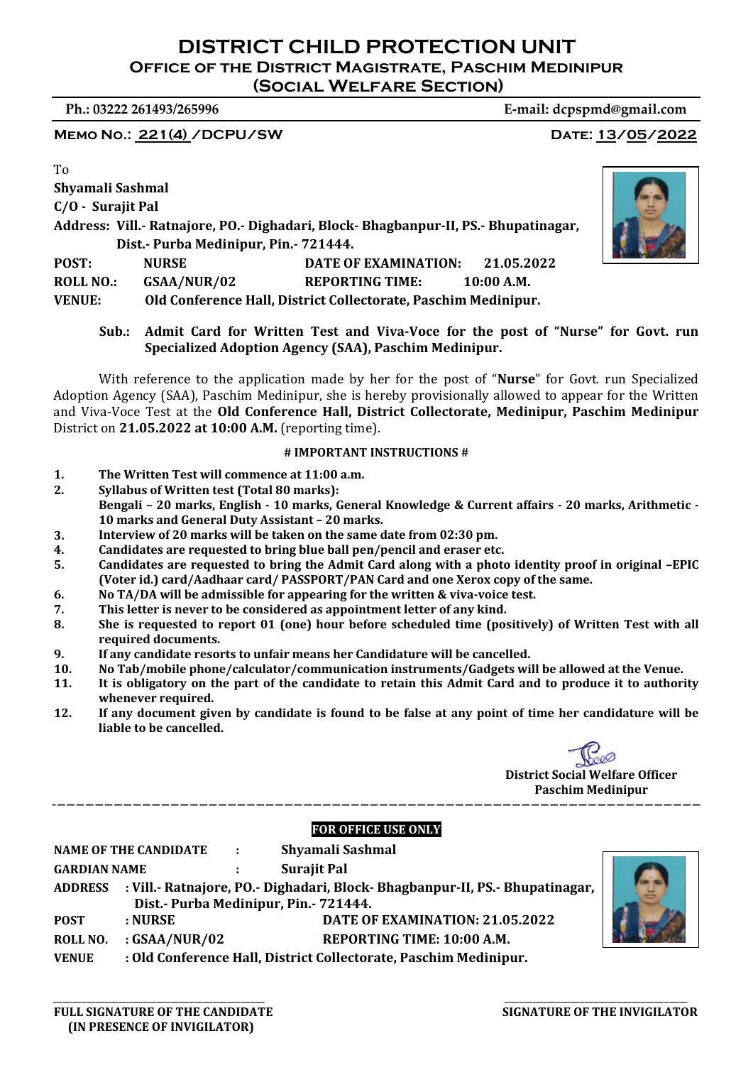# DISTRICT CHILD PROTECTION UNIT

## Office of the District Magistrate, Paschim Medinipur

## (Social Welfare Section)

**Ph.: 03222 261493/265996** **E-mail: dcpspmd@gmail.com**

**Memo No.: 221(4) /DCPU/SW** **Date: 13/05/2022**

To

**Shyamali Sashmal**

**C/O - Surajit Pal**

**Address: Vill.- Ratnajore, PO.- Dighadari, Block- Bhagbanpur-II, PS.- Bhupatinagar, Dist.- Purba Medinipur, Pin.- 721444.**

| | | | |
|---|---|---|---|
| **POST:** | **NURSE** | **DATE OF EXAMINATION:** | **21.05.2022** |
| **ROLL NO.:** | **GSAA/NUR/02** | **REPORTING TIME:** | **10:00 A.M.** |
| **VENUE:** | **Old Conference Hall, District Collectorate, Paschim Medinipur.** | | |

**Sub.: Admit Card for Written Test and Viva-Voce for the post of "Nurse" for Govt. run Specialized Adoption Agency (SAA), Paschim Medinipur.**

With reference to the application made by her for the post of "**Nurse**" for Govt. run Specialized Adoption Agency (SAA), Paschim Medinipur, she is hereby provisionally allowed to appear for the Written and Viva-Voce Test at the **Old Conference Hall, District Collectorate, Medinipur, Paschim Medinipur** District on **21.05.2022 at 10:00 A.M.** (reporting time).

**# IMPORTANT INSTRUCTIONS #**

1. **The Written Test will commence at 11:00 a.m.**
2. **Syllabus of Written test (Total 80 marks):**
   **Bengali – 20 marks, English - 10 marks, General Knowledge & Current affairs - 20 marks, Arithmetic - 10 marks and General Duty Assistant – 20 marks.**
3. **Interview of 20 marks will be taken on the same date from 02:30 pm.**
4. **Candidates are requested to bring blue ball pen/pencil and eraser etc.**
5. **Candidates are requested to bring the Admit Card along with a photo identity proof in original –EPIC (Voter id.) card/Aadhaar card/ PASSPORT/PAN Card and one Xerox copy of the same.**
6. **No TA/DA will be admissible for appearing for the written & viva-voice test.**
7. **This letter is never to be considered as appointment letter of any kind.**
8. **She is requested to report 01 (one) hour before scheduled time (positively) of Written Test with all required documents.**
9. **If any candidate resorts to unfair means her Candidature will be cancelled.**
10. **No Tab/mobile phone/calculator/communication instruments/Gadgets will be allowed at the Venue.**
11. **It is obligatory on the part of the candidate to retain this Admit Card and to produce it to authority whenever required.**
12. **If any document given by candidate is found to be false at any point of time her candidature will be liable to be cancelled.**

**District Social Welfare Officer**
**Paschim Medinipur**

---

**FOR OFFICE USE ONLY**

| | | |
|---|---|---|
| **NAME OF THE CANDIDATE** | : | **Shyamali Sashmal** |
| **GARDIAN NAME** | : | **Surajit Pal** |
| **ADDRESS** | : | **Vill.- Ratnajore, PO.- Dighadari, Block- Bhagbanpur-II, PS.- Bhupatinagar, Dist.- Purba Medinipur, Pin.- 721444.** |
| **POST** | : | **NURSE** — **DATE OF EXAMINATION: 21.05.2022** |
| **ROLL NO.** | : | **GSAA/NUR/02** — **REPORTING TIME: 10:00 A.M.** |
| **VENUE** | : | **Old Conference Hall, District Collectorate, Paschim Medinipur.** |

**FULL SIGNATURE OF THE CANDIDATE (IN PRESENCE OF INVIGILATOR)** **SIGNATURE OF THE INVIGILATOR**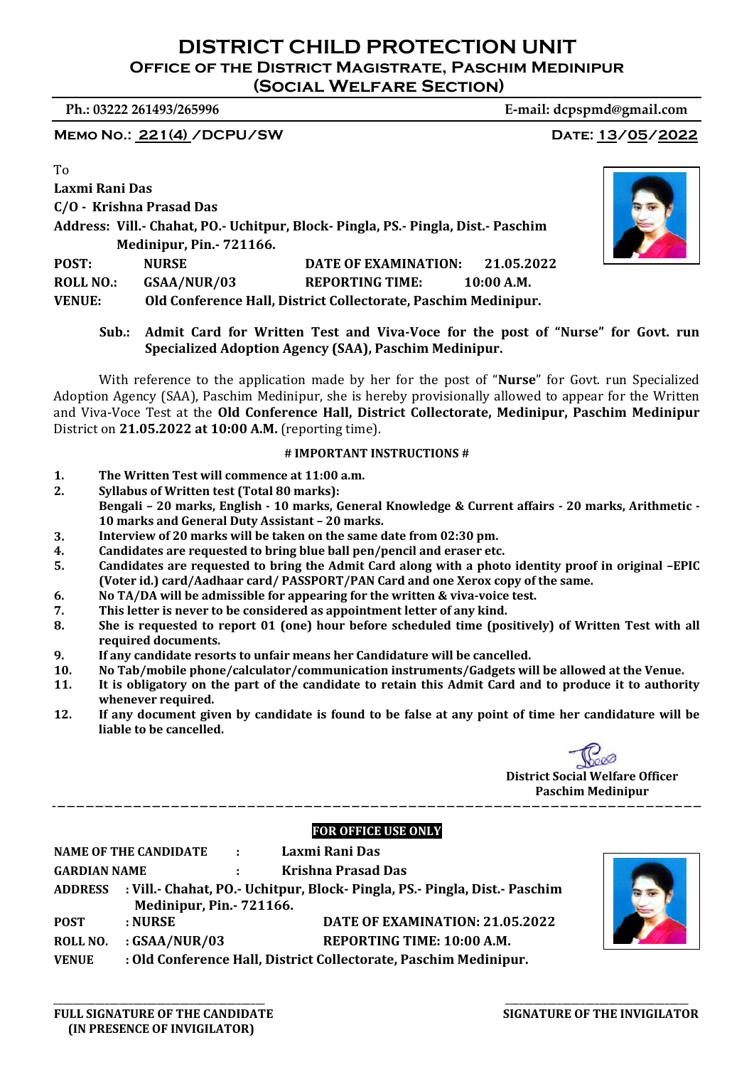# DISTRICT CHILD PROTECTION UNIT

## Office of the District Magistrate, Paschim Medinipur

## (Social Welfare Section)

**Ph.: 03222 261493/265996** **E-mail: dcpspmd@gmail.com**

**Memo No.: 221(4) /DCPU/SW** **Date: 13/05/2022**

To

**Laxmi Rani Das**

**C/O - Krishna Prasad Das**

**Address: Vill.- Chahat, PO.- Uchitpur, Block- Pingla, PS.- Pingla, Dist.- Paschim Medinipur, Pin.- 721166.**

**POST:** **NURSE** **DATE OF EXAMINATION:** **21.05.2022**

**ROLL NO.:** **GSAA/NUR/03** **REPORTING TIME:** **10:00 A.M.**

**VENUE:** **Old Conference Hall, District Collectorate, Paschim Medinipur.**

**Sub.: Admit Card for Written Test and Viva-Voce for the post of "Nurse" for Govt. run Specialized Adoption Agency (SAA), Paschim Medinipur.**

With reference to the application made by her for the post of "**Nurse**" for Govt. run Specialized Adoption Agency (SAA), Paschim Medinipur, she is hereby provisionally allowed to appear for the Written and Viva-Voce Test at the **Old Conference Hall, District Collectorate, Medinipur, Paschim Medinipur** District on **21.05.2022 at 10:00 A.M.** (reporting time).

**# IMPORTANT INSTRUCTIONS #**

1. **The Written Test will commence at 11:00 a.m.**
2. **Syllabus of Written test (Total 80 marks):**
   **Bengali – 20 marks, English - 10 marks, General Knowledge & Current affairs - 20 marks, Arithmetic - 10 marks and General Duty Assistant – 20 marks.**
3. **Interview of 20 marks will be taken on the same date from 02:30 pm.**
4. **Candidates are requested to bring blue ball pen/pencil and eraser etc.**
5. **Candidates are requested to bring the Admit Card along with a photo identity proof in original –EPIC (Voter id.) card/Aadhaar card/ PASSPORT/PAN Card and one Xerox copy of the same.**
6. **No TA/DA will be admissible for appearing for the written & viva-voice test.**
7. **This letter is never to be considered as appointment letter of any kind.**
8. **She is requested to report 01 (one) hour before scheduled time (positively) of Written Test with all required documents.**
9. **If any candidate resorts to unfair means her Candidature will be cancelled.**
10. **No Tab/mobile phone/calculator/communication instruments/Gadgets will be allowed at the Venue.**
11. **It is obligatory on the part of the candidate to retain this Admit Card and to produce it to authority whenever required.**
12. **If any document given by candidate is found to be false at any point of time her candidature will be liable to be cancelled.**

**District Social Welfare Officer**
**Paschim Medinipur**

---

**FOR OFFICE USE ONLY**

**NAME OF THE CANDIDATE : Laxmi Rani Das**

**GARDIAN NAME : Krishna Prasad Das**

**ADDRESS : Vill.- Chahat, PO.- Uchitpur, Block- Pingla, PS.- Pingla, Dist.- Paschim Medinipur, Pin.- 721166.**

**POST : NURSE** **DATE OF EXAMINATION: 21.05.2022**

**ROLL NO. : GSAA/NUR/03** **REPORTING TIME: 10:00 A.M.**

**VENUE : Old Conference Hall, District Collectorate, Paschim Medinipur.**

**FULL SIGNATURE OF THE CANDIDATE (IN PRESENCE OF INVIGILATOR)** **SIGNATURE OF THE INVIGILATOR**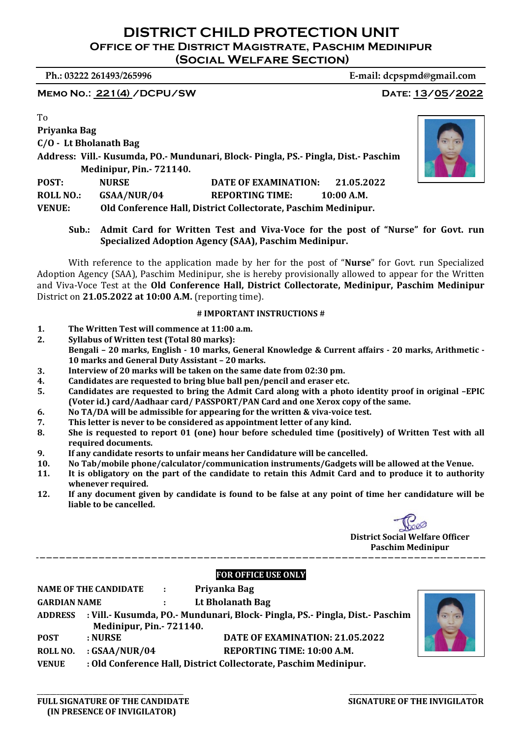# DISTRICT CHILD PROTECTION UNIT

## Office of the District Magistrate, Paschim Medinipur

## (Social Welfare Section)

**Ph.: 03222 261493/265996** **E-mail: dcpspmd@gmail.com**

**Memo No.: 221(4) /DCPU/SW** **Date: 13/05/2022**

To

**Priyanka Bag**

**C/O - Lt Bholanath Bag**

**Address: Vill.- Kusumda, PO.- Mundunari, Block- Pingla, PS.- Pingla, Dist.- Paschim Medinipur, Pin.- 721140.**

| | | | |
|---|---|---|---|
| **POST:** | **NURSE** | **DATE OF EXAMINATION:** | **21.05.2022** |
| **ROLL NO.:** | **GSAA/NUR/04** | **REPORTING TIME:** | **10:00 A.M.** |
| **VENUE:** | **Old Conference Hall, District Collectorate, Paschim Medinipur.** | | |

**Sub.: Admit Card for Written Test and Viva-Voce for the post of "Nurse" for Govt. run Specialized Adoption Agency (SAA), Paschim Medinipur.**

With reference to the application made by her for the post of "**Nurse**" for Govt. run Specialized Adoption Agency (SAA), Paschim Medinipur, she is hereby provisionally allowed to appear for the Written and Viva-Voce Test at the **Old Conference Hall, District Collectorate, Medinipur, Paschim Medinipur** District on **21.05.2022 at 10:00 A.M.** (reporting time).

**# IMPORTANT INSTRUCTIONS #**

1. **The Written Test will commence at 11:00 a.m.**
2. **Syllabus of Written test (Total 80 marks):**
   **Bengali – 20 marks, English - 10 marks, General Knowledge & Current affairs - 20 marks, Arithmetic - 10 marks and General Duty Assistant – 20 marks.**
3. **Interview of 20 marks will be taken on the same date from 02:30 pm.**
4. **Candidates are requested to bring blue ball pen/pencil and eraser etc.**
5. **Candidates are requested to bring the Admit Card along with a photo identity proof in original –EPIC (Voter id.) card/Aadhaar card/ PASSPORT/PAN Card and one Xerox copy of the same.**
6. **No TA/DA will be admissible for appearing for the written & viva-voice test.**
7. **This letter is never to be considered as appointment letter of any kind.**
8. **She is requested to report 01 (one) hour before scheduled time (positively) of Written Test with all required documents.**
9. **If any candidate resorts to unfair means her Candidature will be cancelled.**
10. **No Tab/mobile phone/calculator/communication instruments/Gadgets will be allowed at the Venue.**
11. **It is obligatory on the part of the candidate to retain this Admit Card and to produce it to authority whenever required.**
12. **If any document given by candidate is found to be false at any point of time her candidature will be liable to be cancelled.**

**District Social Welfare Officer**
**Paschim Medinipur**

---

**FOR OFFICE USE ONLY**

**NAME OF THE CANDIDATE : Priyanka Bag**

**GARDIAN NAME : Lt Bholanath Bag**

**ADDRESS : Vill.- Kusumda, PO.- Mundunari, Block- Pingla, PS.- Pingla, Dist.- Paschim Medinipur, Pin.- 721140.**

| | | |
|---|---|---|
| **POST** | **: NURSE** | **DATE OF EXAMINATION: 21.05.2022** |
| **ROLL NO.** | **: GSAA/NUR/04** | **REPORTING TIME: 10:00 A.M.** |
| **VENUE** | **: Old Conference Hall, District Collectorate, Paschim Medinipur.** | |

**FULL SIGNATURE OF THE CANDIDATE (IN PRESENCE OF INVIGILATOR)** **SIGNATURE OF THE INVIGILATOR**